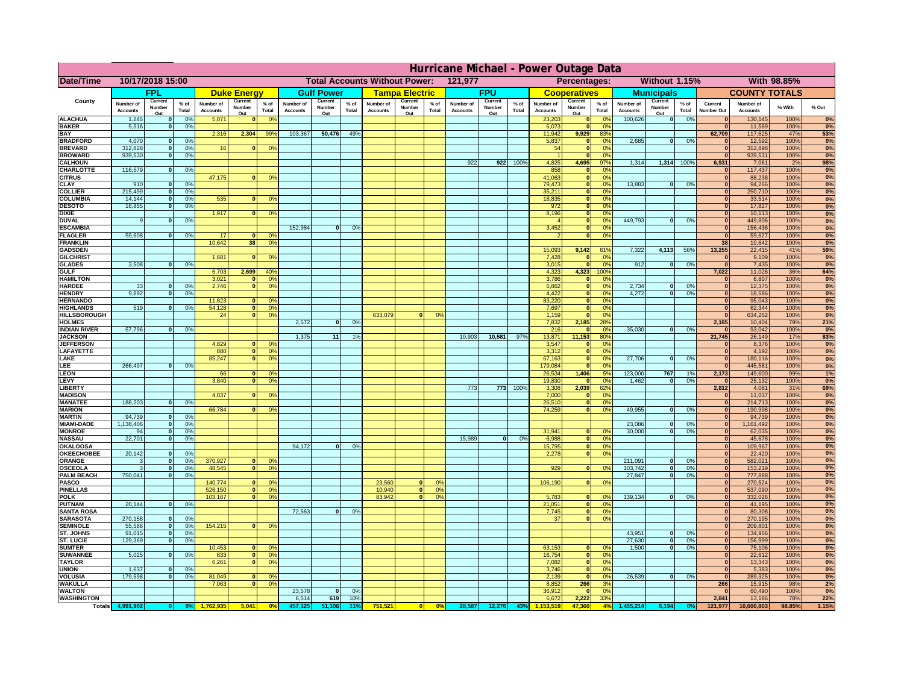# Hurricane Michael - Power Outage Data

| Date/Time | 10/17/2018 15:00 | | | Total Accounts Without Power: | 121,977 | | Percentages: | Without 1.15% | With 98.85% |
|---|---|---|---|---|---|---|---|---|---|

| County | FPL | | | Duke Energy | | | Gulf Power | | | Tampa Electric | | | FPU | | | Cooperatives | | | Municipals | | | COUNTY TOTALS | | | |
|---|---|---|---|---|---|---|---|---|---|---|---|---|---|---|---|---|---|---|---|---|---|---|---|---|---|
| | Number of Accounts | Current Number Out | % of Total | Number of Accounts | Current Number Out | % of Total | Number of Accounts | Current Number Out | % of Total | Number of Accounts | Current Number Out | % of Total | Number of Accounts | Current Number Out | % of Total | Number of Accounts | Current Number Out | % of Total | Number of Accounts | Current Number Out | % of Total | Current Number Out | Number of Accounts | % With | % Out |
| ALACHUA | 1,245 | 0 | 0% | 5,071 | 0 | 0% | | | | | | | | | | 23,203 | 0 | 0% | 100,626 | 0 | 0% | 0 | 130,145 | 100% | 0% |
| BAKER | 5,516 | 0 | 0% | | | | | | | | | | | | | 6,073 | 0 | 0% | | | | 0 | 11,589 | 100% | 0% |
| BAY | | | | 2,316 | 2,304 | 99% | 103,367 | 50,476 | 49% | | | | | | | 11,942 | 9,929 | 83% | | | | 62,709 | 117,625 | 47% | 53% |
| BRADFORD | 4,070 | 0 | 0% | | | | | | | | | | | | | 5,837 | 0 | 0% | 2,685 | 0 | 0% | 0 | 12,592 | 100% | 0% |
| BREVARD | 312,828 | 0 | 0% | 16 | 0 | 0% | | | | | | | | | | 54 | 0 | 0% | | | | 0 | 312,898 | 100% | 0% |
| BROWARD | 939,530 | 0 | 0% | | | | | | | | | | | | | 1 | 0 | 0% | | | | 0 | 939,531 | 100% | 0% |
| CALHOUN | | | | | | | | | | | | | 922 | 922 | 100% | 4,825 | 4,695 | 97% | 1,314 | 1,314 | 100% | 6,931 | 7,061 | 2% | 98% |
| CHARLOTTE | 116,579 | 0 | 0% | | | | | | | | | | | | | 858 | 0 | 0% | | | | 0 | 117,437 | 100% | 0% |
| CITRUS | | | | 47,175 | 0 | 0% | | | | | | | | | | 41,063 | 0 | 0% | | | | 0 | 88,238 | 100% | 0% |
| CLAY | 910 | 0 | 0% | | | | | | | | | | | | | 79,473 | 0 | 0% | 13,883 | 0 | 0% | 0 | 94,266 | 100% | 0% |
| COLLIER | 215,499 | 0 | 0% | | | | | | | | | | | | | 35,211 | 0 | 0% | | | | 0 | 250,710 | 100% | 0% |
| COLUMBIA | 14,144 | 0 | 0% | 535 | 0 | 0% | | | | | | | | | | 18,835 | 0 | 0% | | | | 0 | 33,514 | 100% | 0% |
| DESOTO | 16,855 | 0 | 0% | | | | | | | | | | | | | 972 | 0 | 0% | | | | 0 | 17,827 | 100% | 0% |
| DIXIE | | | | 1,917 | 0 | 0% | | | | | | | | | | 8,196 | 0 | 0% | | | | 0 | 10,113 | 100% | 0% |
| DUVAL | 9 | 0 | 0% | | | | | | | | | | | | | 4 | 0 | 0% | 449,793 | 0 | 0% | 0 | 449,806 | 100% | 0% |
| ESCAMBIA | | | | | | | 152,984 | 0 | 0% | | | | | | | 3,452 | 0 | 0% | | | | 0 | 156,436 | 100% | 0% |
| FLAGLER | 59,608 | 0 | 0% | 17 | 0 | 0% | | | | | | | | | | 2 | 0 | 0% | | | | 0 | 59,627 | 100% | 0% |
| FRANKLIN | | | | 10,642 | 38 | 0% | | | | | | | | | | | | | | | | 38 | 10,642 | 100% | 0% |
| GADSDEN | | | | | | | | | | | | | | | | 15,093 | 9,142 | 61% | 7,322 | 4,113 | 56% | 13,255 | 22,415 | 41% | 59% |
| GILCHRIST | | | | 1,681 | 0 | 0% | | | | | | | | | | 7,428 | 0 | 0% | | | | 0 | 9,109 | 100% | 0% |
| GLADES | 3,508 | 0 | 0% | | | | | | | | | | | | | 3,015 | 0 | 0% | 912 | 0 | 0% | 0 | 7,435 | 100% | 0% |
| GULF | | | | 6,703 | 2,699 | 40% | | | | | | | | | | 4,323 | 4,323 | 100% | | | | 7,022 | 11,026 | 36% | 64% |
| HAMILTON | | | | 3,021 | 0 | 0% | | | | | | | | | | 3,786 | 0 | 0% | | | | 0 | 6,807 | 100% | 0% |
| HARDEE | 33 | 0 | 0% | 2,746 | 0 | 0% | | | | | | | | | | 6,862 | 0 | 0% | 2,734 | 0 | 0% | 0 | 12,375 | 100% | 0% |
| HENDRY | 9,892 | 0 | 0% | | | | | | | | | | | | | 4,422 | 0 | 0% | 4,272 | 0 | 0% | 0 | 18,586 | 100% | 0% |
| HERNANDO | | | | 11,823 | 0 | 0% | | | | | | | | | | 83,220 | 0 | 0% | | | | 0 | 95,043 | 100% | 0% |
| HIGHLANDS | 519 | 0 | 0% | 54,128 | 0 | 0% | | | | | | | | | | 7,697 | 0 | 0% | | | | 0 | 62,344 | 100% | 0% |
| HILLSBOROUGH | | | | 24 | 0 | 0% | | | | 633,079 | 0 | 0% | | | | 1,159 | 0 | 0% | | | | 0 | 634,262 | 100% | 0% |
| HOLMES | | | | | | | 2,572 | 0 | 0% | | | | | | | 7,832 | 2,185 | 28% | | | | 2,185 | 10,404 | 79% | 21% |
| INDIAN RIVER | 57,796 | 0 | 0% | | | | | | | | | | | | | 216 | 0 | 0% | 35,030 | 0 | 0% | 0 | 93,042 | 100% | 0% |
| JACKSON | | | | | | | 1,375 | 11 | 1% | | | | 10,903 | 10,581 | 97% | 13,871 | 11,153 | 80% | | | | 21,745 | 26,149 | 17% | 83% |
| JEFFERSON | | | | 4,829 | 0 | 0% | | | | | | | | | | 3,547 | 0 | 0% | | | | 0 | 8,376 | 100% | 0% |
| LAFAYETTE | | | | 880 | 0 | 0% | | | | | | | | | | 3,312 | 0 | 0% | | | | 0 | 4,192 | 100% | 0% |
| LAKE | | | | 85,247 | 0 | 0% | | | | | | | | | | 67,163 | 0 | 0% | 27,706 | 0 | 0% | 0 | 180,116 | 100% | 0% |
| LEE | 266,497 | 0 | 0% | | | | | | | | | | | | | 179,084 | 0 | 0% | | | | 0 | 445,581 | 100% | 0% |
| LEON | | | | 66 | 0 | 0% | | | | | | | | | | 26,534 | 1,406 | 5% | 123,000 | 767 | 1% | 2,173 | 149,600 | 99% | 1% |
| LEVY | | | | 3,840 | 0 | 0% | | | | | | | | | | 19,830 | 0 | 0% | 1,462 | 0 | 0% | 0 | 25,132 | 100% | 0% |
| LIBERTY | | | | | | | | | | | | | 773 | 773 | 100% | 3,308 | 2,039 | 62% | | | | 2,812 | 4,081 | 31% | 69% |
| MADISON | | | | 4,037 | 0 | 0% | | | | | | | | | | 7,000 | 0 | 0% | | | | 0 | 11,037 | 100% | 0% |
| MANATEE | 188,203 | 0 | 0% | | | | | | | | | | | | | 26,510 | 0 | 0% | | | | 0 | 214,713 | 100% | 0% |
| MARION | | | | 66,784 | 0 | 0% | | | | | | | | | | 74,259 | 0 | 0% | 49,955 | 0 | 0% | 0 | 190,998 | 100% | 0% |
| MARTIN | 94,739 | 0 | 0% | | | | | | | | | | | | | | | | | | | 0 | 94,739 | 100% | 0% |
| MIAMI-DADE | 1,138,406 | 0 | 0% | | | | | | | | | | | | | | | | 23,086 | 0 | 0% | 0 | 1,161,492 | 100% | 0% |
| MONROE | 94 | 0 | 0% | | | | | | | | | | | | | 31,941 | 0 | 0% | 30,000 | 0 | 0% | 0 | 62,035 | 100% | 0% |
| NASSAU | 22,701 | 0 | 0% | | | | | | | | | | 15,989 | 0 | 0% | 6,988 | 0 | 0% | | | | 0 | 45,678 | 100% | 0% |
| OKALOOSA | | | | | | | 94,172 | 0 | 0% | | | | | | | 15,795 | 0 | 0% | | | | 0 | 109,967 | 100% | 0% |
| OKEECHOBEE | 20,142 | 0 | 0% | | | | | | | | | | | | | 2,278 | 0 | 0% | | | | 0 | 22,420 | 100% | 0% |
| ORANGE | 3 | 0 | 0% | 370,927 | 0 | 0% | | | | | | | | | | | | | 211,091 | 0 | 0% | 0 | 582,021 | 100% | 0% |
| OSCEOLA | 3 | 0 | 0% | 48,545 | 0 | 0% | | | | | | | | | | 929 | 0 | 0% | 103,742 | 0 | 0% | 0 | 153,219 | 100% | 0% |
| PALM BEACH | 750,041 | 0 | 0% | | | | | | | | | | | | | | | | 27,847 | 0 | 0% | 0 | 777,888 | 100% | 0% |
| PASCO | | | | 140,774 | 0 | 0% | | | | 23,560 | 0 | 0% | | | | 106,190 | 0 | 0% | | | | 0 | 270,524 | 100% | 0% |
| PINELLAS | | | | 526,150 | 0 | 0% | | | | 10,940 | 0 | 0% | | | | | | | | | | 0 | 537,090 | 100% | 0% |
| POLK | | | | 103,167 | 0 | 0% | | | | 83,942 | 0 | 0% | | | | 5,783 | 0 | 0% | 139,134 | 0 | 0% | 0 | 332,026 | 100% | 0% |
| PUTNAM | 20,144 | 0 | 0% | | | | | | | | | | | | | 21,051 | 0 | 0% | | | | 0 | 41,195 | 100% | 0% |
| SANTA ROSA | | | | | | | 72,563 | 0 | 0% | | | | | | | 7,745 | 0 | 0% | | | | 0 | 80,308 | 100% | 0% |
| SARASOTA | 270,158 | 0 | 0% | | | | | | | | | | | | | 37 | 0 | 0% | | | | 0 | 270,195 | 100% | 0% |
| SEMINOLE | 55,586 | 0 | 0% | 154,215 | 0 | 0% | | | | | | | | | | | | | | | | 0 | 209,801 | 100% | 0% |
| ST. JOHNS | 91,015 | 0 | 0% | | | | | | | | | | | | | | | | 43,951 | 0 | 0% | 0 | 134,966 | 100% | 0% |
| ST. LUCIE | 129,369 | 0 | 0% | | | | | | | | | | | | | | | | 27,630 | 0 | 0% | 0 | 156,999 | 100% | 0% |
| SUMTER | | | | 10,453 | 0 | 0% | | | | | | | | | | 63,153 | 0 | 0% | 1,500 | 0 | 0% | 0 | 75,106 | 100% | 0% |
| SUWANNEE | 5,025 | 0 | 0% | 833 | 0 | 0% | | | | | | | | | | 16,754 | 0 | 0% | | | | 0 | 22,612 | 100% | 0% |
| TAYLOR | | | | 6,261 | 0 | 0% | | | | | | | | | | 7,082 | 0 | 0% | | | | 0 | 13,343 | 100% | 0% |
| UNION | 1,637 | 0 | 0% | | | | | | | | | | | | | 3,746 | 0 | 0% | | | | 0 | 5,383 | 100% | 0% |
| VOLUSIA | 179,598 | 0 | 0% | 81,049 | 0 | 0% | | | | | | | | | | 2,139 | 0 | 0% | 26,539 | 0 | 0% | 0 | 289,325 | 100% | 0% |
| WAKULLA | | | | 7,063 | 0 | 0% | | | | | | | | | | 8,852 | 266 | 3% | | | | 266 | 15,915 | 98% | 2% |
| WALTON | | | | | | | 23,578 | 0 | 0% | | | | | | | 36,912 | 0 | 0% | | | | 0 | 60,490 | 100% | 0% |
| WASHINGTON | | | | | | | 6,514 | 619 | 10% | | | | | | | 6,672 | 2,222 | 33% | | | | 2,841 | 13,186 | 78% | 22% |
| Totals | 4,991,902 | 0 | 0% | 1,762,935 | 5,041 | 0% | 457,125 | 51,106 | 11% | 751,521 | 0 | 0% | 28,587 | 12,276 | 43% | 1,153,519 | 47,360 | 4% | 1,455,214 | 6,194 | 0% | 121,977 | 10,600,803 | 98.85% | 1.15% |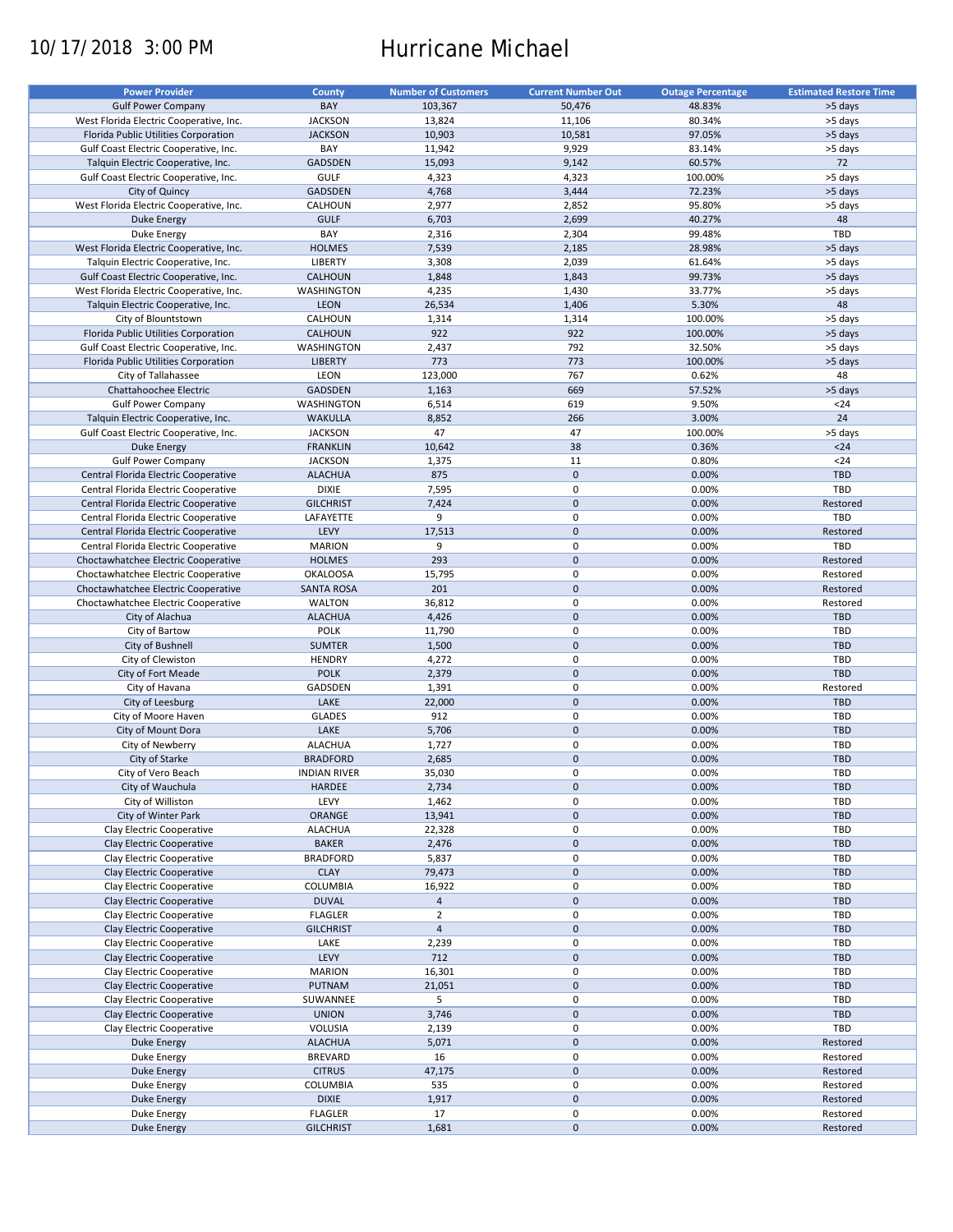10/17/2018 3:00 PM

# Hurricane Michael

| Power Provider | County | Number of Customers | Current Number Out | Outage Percentage | Estimated Restore Time |
|---|---|---|---|---|---|
| Gulf Power Company | BAY | 103,367 | 50,476 | 48.83% | >5 days |
| West Florida Electric Cooperative, Inc. | JACKSON | 13,824 | 11,106 | 80.34% | >5 days |
| Florida Public Utilities Corporation | JACKSON | 10,903 | 10,581 | 97.05% | >5 days |
| Gulf Coast Electric Cooperative, Inc. | BAY | 11,942 | 9,929 | 83.14% | >5 days |
| Talquin Electric Cooperative, Inc. | GADSDEN | 15,093 | 9,142 | 60.57% | 72 |
| Gulf Coast Electric Cooperative, Inc. | GULF | 4,323 | 4,323 | 100.00% | >5 days |
| City of Quincy | GADSDEN | 4,768 | 3,444 | 72.23% | >5 days |
| West Florida Electric Cooperative, Inc. | CALHOUN | 2,977 | 2,852 | 95.80% | >5 days |
| Duke Energy | GULF | 6,703 | 2,699 | 40.27% | 48 |
| Duke Energy | BAY | 2,316 | 2,304 | 99.48% | TBD |
| West Florida Electric Cooperative, Inc. | HOLMES | 7,539 | 2,185 | 28.98% | >5 days |
| Talquin Electric Cooperative, Inc. | LIBERTY | 3,308 | 2,039 | 61.64% | >5 days |
| Gulf Coast Electric Cooperative, Inc. | CALHOUN | 1,848 | 1,843 | 99.73% | >5 days |
| West Florida Electric Cooperative, Inc. | WASHINGTON | 4,235 | 1,430 | 33.77% | >5 days |
| Talquin Electric Cooperative, Inc. | LEON | 26,534 | 1,406 | 5.30% | 48 |
| City of Blountstown | CALHOUN | 1,314 | 1,314 | 100.00% | >5 days |
| Florida Public Utilities Corporation | CALHOUN | 922 | 922 | 100.00% | >5 days |
| Gulf Coast Electric Cooperative, Inc. | WASHINGTON | 2,437 | 792 | 32.50% | >5 days |
| Florida Public Utilities Corporation | LIBERTY | 773 | 773 | 100.00% | >5 days |
| City of Tallahassee | LEON | 123,000 | 767 | 0.62% | 48 |
| Chattahoochee Electric | GADSDEN | 1,163 | 669 | 57.52% | >5 days |
| Gulf Power Company | WASHINGTON | 6,514 | 619 | 9.50% | <24 |
| Talquin Electric Cooperative, Inc. | WAKULLA | 8,852 | 266 | 3.00% | 24 |
| Gulf Coast Electric Cooperative, Inc. | JACKSON | 47 | 47 | 100.00% | >5 days |
| Duke Energy | FRANKLIN | 10,642 | 38 | 0.36% | <24 |
| Gulf Power Company | JACKSON | 1,375 | 11 | 0.80% | <24 |
| Central Florida Electric Cooperative | ALACHUA | 875 | 0 | 0.00% | TBD |
| Central Florida Electric Cooperative | DIXIE | 7,595 | 0 | 0.00% | TBD |
| Central Florida Electric Cooperative | GILCHRIST | 7,424 | 0 | 0.00% | Restored |
| Central Florida Electric Cooperative | LAFAYETTE | 9 | 0 | 0.00% | TBD |
| Central Florida Electric Cooperative | LEVY | 17,513 | 0 | 0.00% | Restored |
| Central Florida Electric Cooperative | MARION | 9 | 0 | 0.00% | TBD |
| Choctawhatchee Electric Cooperative | HOLMES | 293 | 0 | 0.00% | Restored |
| Choctawhatchee Electric Cooperative | OKALOOSA | 15,795 | 0 | 0.00% | Restored |
| Choctawhatchee Electric Cooperative | SANTA ROSA | 201 | 0 | 0.00% | Restored |
| Choctawhatchee Electric Cooperative | WALTON | 36,812 | 0 | 0.00% | Restored |
| City of Alachua | ALACHUA | 4,426 | 0 | 0.00% | TBD |
| City of Bartow | POLK | 11,790 | 0 | 0.00% | TBD |
| City of Bushnell | SUMTER | 1,500 | 0 | 0.00% | TBD |
| City of Clewiston | HENDRY | 4,272 | 0 | 0.00% | TBD |
| City of Fort Meade | POLK | 2,379 | 0 | 0.00% | TBD |
| City of Havana | GADSDEN | 1,391 | 0 | 0.00% | Restored |
| City of Leesburg | LAKE | 22,000 | 0 | 0.00% | TBD |
| City of Moore Haven | GLADES | 912 | 0 | 0.00% | TBD |
| City of Mount Dora | LAKE | 5,706 | 0 | 0.00% | TBD |
| City of Newberry | ALACHUA | 1,727 | 0 | 0.00% | TBD |
| City of Starke | BRADFORD | 2,685 | 0 | 0.00% | TBD |
| City of Vero Beach | INDIAN RIVER | 35,030 | 0 | 0.00% | TBD |
| City of Wauchula | HARDEE | 2,734 | 0 | 0.00% | TBD |
| City of Williston | LEVY | 1,462 | 0 | 0.00% | TBD |
| City of Winter Park | ORANGE | 13,941 | 0 | 0.00% | TBD |
| Clay Electric Cooperative | ALACHUA | 22,328 | 0 | 0.00% | TBD |
| Clay Electric Cooperative | BAKER | 2,476 | 0 | 0.00% | TBD |
| Clay Electric Cooperative | BRADFORD | 5,837 | 0 | 0.00% | TBD |
| Clay Electric Cooperative | CLAY | 79,473 | 0 | 0.00% | TBD |
| Clay Electric Cooperative | COLUMBIA | 16,922 | 0 | 0.00% | TBD |
| Clay Electric Cooperative | DUVAL | 4 | 0 | 0.00% | TBD |
| Clay Electric Cooperative | FLAGLER | 2 | 0 | 0.00% | TBD |
| Clay Electric Cooperative | GILCHRIST | 4 | 0 | 0.00% | TBD |
| Clay Electric Cooperative | LAKE | 2,239 | 0 | 0.00% | TBD |
| Clay Electric Cooperative | LEVY | 712 | 0 | 0.00% | TBD |
| Clay Electric Cooperative | MARION | 16,301 | 0 | 0.00% | TBD |
| Clay Electric Cooperative | PUTNAM | 21,051 | 0 | 0.00% | TBD |
| Clay Electric Cooperative | SUWANNEE | 5 | 0 | 0.00% | TBD |
| Clay Electric Cooperative | UNION | 3,746 | 0 | 0.00% | TBD |
| Clay Electric Cooperative | VOLUSIA | 2,139 | 0 | 0.00% | TBD |
| Duke Energy | ALACHUA | 5,071 | 0 | 0.00% | Restored |
| Duke Energy | BREVARD | 16 | 0 | 0.00% | Restored |
| Duke Energy | CITRUS | 47,175 | 0 | 0.00% | Restored |
| Duke Energy | COLUMBIA | 535 | 0 | 0.00% | Restored |
| Duke Energy | DIXIE | 1,917 | 0 | 0.00% | Restored |
| Duke Energy | FLAGLER | 17 | 0 | 0.00% | Restored |
| Duke Energy | GILCHRIST | 1,681 | 0 | 0.00% | Restored |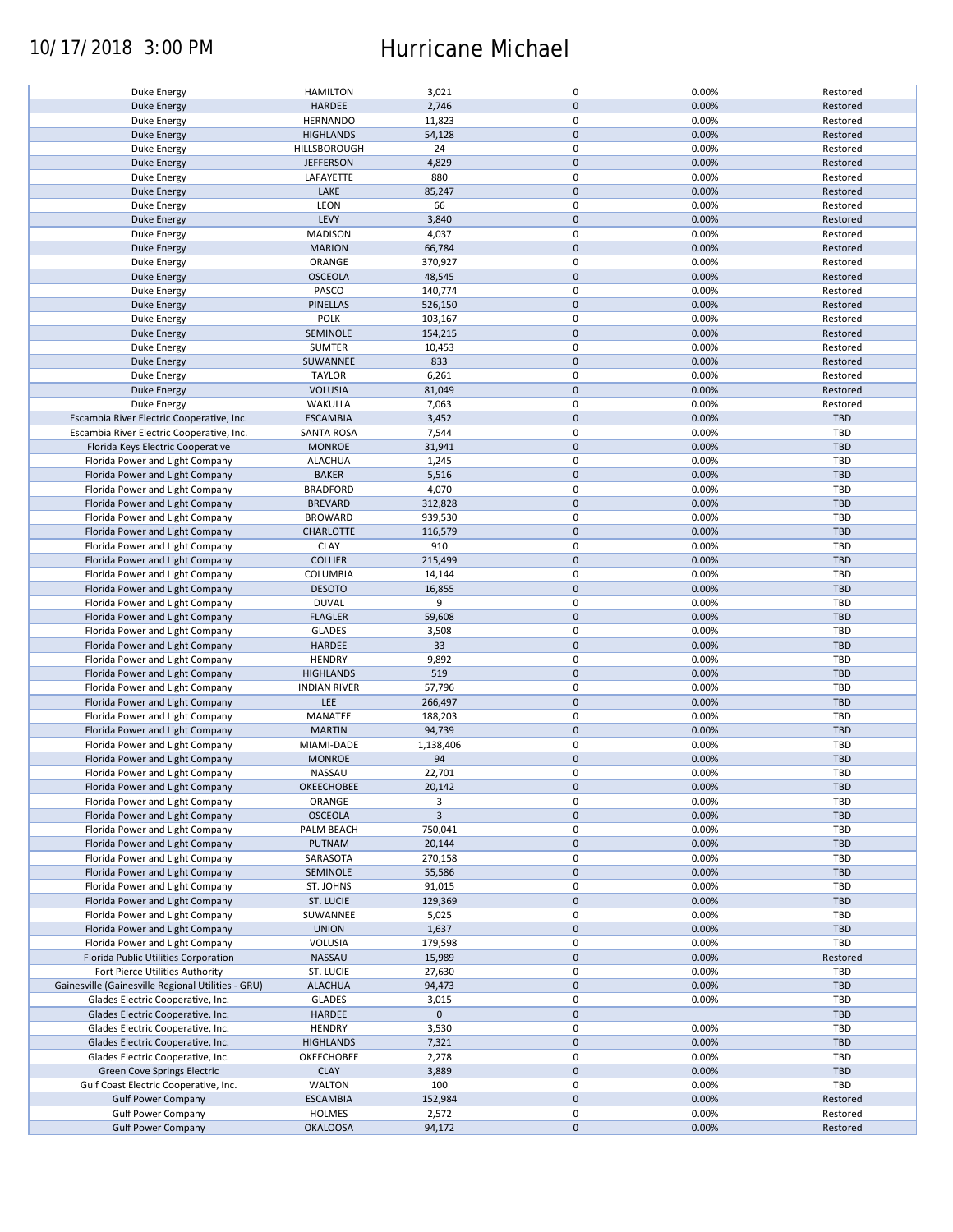| | | | | | |
|---|---|---|---|---|---|
| Duke Energy | HAMILTON | 3,021 | 0 | 0.00% | Restored |
| Duke Energy | HARDEE | 2,746 | 0 | 0.00% | Restored |
| Duke Energy | HERNANDO | 11,823 | 0 | 0.00% | Restored |
| Duke Energy | HIGHLANDS | 54,128 | 0 | 0.00% | Restored |
| Duke Energy | HILLSBOROUGH | 24 | 0 | 0.00% | Restored |
| Duke Energy | JEFFERSON | 4,829 | 0 | 0.00% | Restored |
| Duke Energy | LAFAYETTE | 880 | 0 | 0.00% | Restored |
| Duke Energy | LAKE | 85,247 | 0 | 0.00% | Restored |
| Duke Energy | LEON | 66 | 0 | 0.00% | Restored |
| Duke Energy | LEVY | 3,840 | 0 | 0.00% | Restored |
| Duke Energy | MADISON | 4,037 | 0 | 0.00% | Restored |
| Duke Energy | MARION | 66,784 | 0 | 0.00% | Restored |
| Duke Energy | ORANGE | 370,927 | 0 | 0.00% | Restored |
| Duke Energy | OSCEOLA | 48,545 | 0 | 0.00% | Restored |
| Duke Energy | PASCO | 140,774 | 0 | 0.00% | Restored |
| Duke Energy | PINELLAS | 526,150 | 0 | 0.00% | Restored |
| Duke Energy | POLK | 103,167 | 0 | 0.00% | Restored |
| Duke Energy | SEMINOLE | 154,215 | 0 | 0.00% | Restored |
| Duke Energy | SUMTER | 10,453 | 0 | 0.00% | Restored |
| Duke Energy | SUWANNEE | 833 | 0 | 0.00% | Restored |
| Duke Energy | TAYLOR | 6,261 | 0 | 0.00% | Restored |
| Duke Energy | VOLUSIA | 81,049 | 0 | 0.00% | Restored |
| Duke Energy | WAKULLA | 7,063 | 0 | 0.00% | Restored |
| Escambia River Electric Cooperative, Inc. | ESCAMBIA | 3,452 | 0 | 0.00% | TBD |
| Escambia River Electric Cooperative, Inc. | SANTA ROSA | 7,544 | 0 | 0.00% | TBD |
| Florida Keys Electric Cooperative | MONROE | 31,941 | 0 | 0.00% | TBD |
| Florida Power and Light Company | ALACHUA | 1,245 | 0 | 0.00% | TBD |
| Florida Power and Light Company | BAKER | 5,516 | 0 | 0.00% | TBD |
| Florida Power and Light Company | BRADFORD | 4,070 | 0 | 0.00% | TBD |
| Florida Power and Light Company | BREVARD | 312,828 | 0 | 0.00% | TBD |
| Florida Power and Light Company | BROWARD | 939,530 | 0 | 0.00% | TBD |
| Florida Power and Light Company | CHARLOTTE | 116,579 | 0 | 0.00% | TBD |
| Florida Power and Light Company | CLAY | 910 | 0 | 0.00% | TBD |
| Florida Power and Light Company | COLLIER | 215,499 | 0 | 0.00% | TBD |
| Florida Power and Light Company | COLUMBIA | 14,144 | 0 | 0.00% | TBD |
| Florida Power and Light Company | DESOTO | 16,855 | 0 | 0.00% | TBD |
| Florida Power and Light Company | DUVAL | 9 | 0 | 0.00% | TBD |
| Florida Power and Light Company | FLAGLER | 59,608 | 0 | 0.00% | TBD |
| Florida Power and Light Company | GLADES | 3,508 | 0 | 0.00% | TBD |
| Florida Power and Light Company | HARDEE | 33 | 0 | 0.00% | TBD |
| Florida Power and Light Company | HENDRY | 9,892 | 0 | 0.00% | TBD |
| Florida Power and Light Company | HIGHLANDS | 519 | 0 | 0.00% | TBD |
| Florida Power and Light Company | INDIAN RIVER | 57,796 | 0 | 0.00% | TBD |
| Florida Power and Light Company | LEE | 266,497 | 0 | 0.00% | TBD |
| Florida Power and Light Company | MANATEE | 188,203 | 0 | 0.00% | TBD |
| Florida Power and Light Company | MARTIN | 94,739 | 0 | 0.00% | TBD |
| Florida Power and Light Company | MIAMI-DADE | 1,138,406 | 0 | 0.00% | TBD |
| Florida Power and Light Company | MONROE | 94 | 0 | 0.00% | TBD |
| Florida Power and Light Company | NASSAU | 22,701 | 0 | 0.00% | TBD |
| Florida Power and Light Company | OKEECHOBEE | 20,142 | 0 | 0.00% | TBD |
| Florida Power and Light Company | ORANGE | 3 | 0 | 0.00% | TBD |
| Florida Power and Light Company | OSCEOLA | 3 | 0 | 0.00% | TBD |
| Florida Power and Light Company | PALM BEACH | 750,041 | 0 | 0.00% | TBD |
| Florida Power and Light Company | PUTNAM | 20,144 | 0 | 0.00% | TBD |
| Florida Power and Light Company | SARASOTA | 270,158 | 0 | 0.00% | TBD |
| Florida Power and Light Company | SEMINOLE | 55,586 | 0 | 0.00% | TBD |
| Florida Power and Light Company | ST. JOHNS | 91,015 | 0 | 0.00% | TBD |
| Florida Power and Light Company | ST. LUCIE | 129,369 | 0 | 0.00% | TBD |
| Florida Power and Light Company | SUWANNEE | 5,025 | 0 | 0.00% | TBD |
| Florida Power and Light Company | UNION | 1,637 | 0 | 0.00% | TBD |
| Florida Power and Light Company | VOLUSIA | 179,598 | 0 | 0.00% | TBD |
| Florida Public Utilities Corporation | NASSAU | 15,989 | 0 | 0.00% | Restored |
| Fort Pierce Utilities Authority | ST. LUCIE | 27,630 | 0 | 0.00% | TBD |
| Gainesville (Gainesville Regional Utilities - GRU) | ALACHUA | 94,473 | 0 | 0.00% | TBD |
| Glades Electric Cooperative, Inc. | GLADES | 3,015 | 0 | 0.00% | TBD |
| Glades Electric Cooperative, Inc. | HARDEE | 0 | 0 | | TBD |
| Glades Electric Cooperative, Inc. | HENDRY | 3,530 | 0 | 0.00% | TBD |
| Glades Electric Cooperative, Inc. | HIGHLANDS | 7,321 | 0 | 0.00% | TBD |
| Glades Electric Cooperative, Inc. | OKEECHOBEE | 2,278 | 0 | 0.00% | TBD |
| Green Cove Springs Electric | CLAY | 3,889 | 0 | 0.00% | TBD |
| Gulf Coast Electric Cooperative, Inc. | WALTON | 100 | 0 | 0.00% | TBD |
| Gulf Power Company | ESCAMBIA | 152,984 | 0 | 0.00% | Restored |
| Gulf Power Company | HOLMES | 2,572 | 0 | 0.00% | Restored |
| Gulf Power Company | OKALOOSA | 94,172 | 0 | 0.00% | Restored |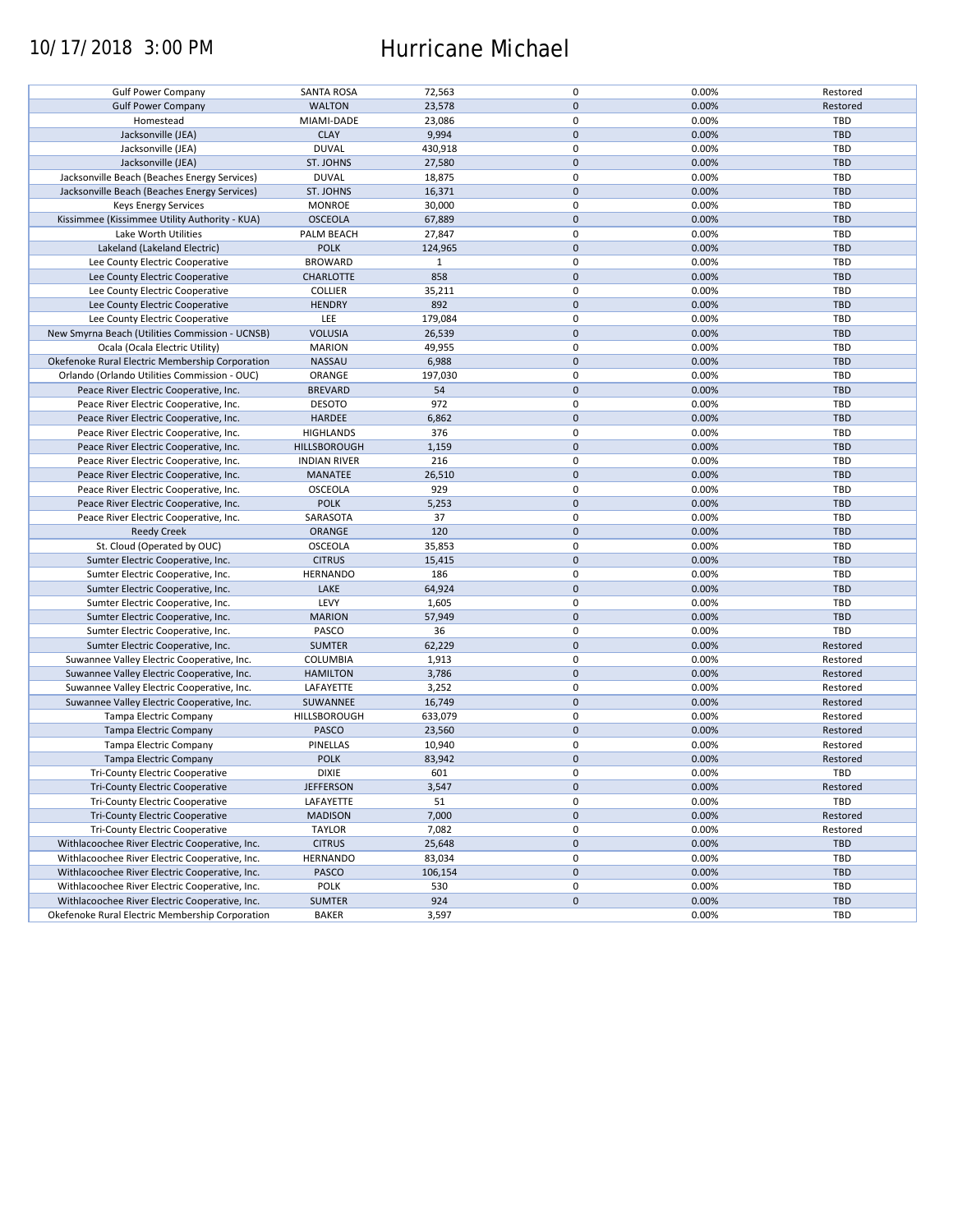10/17/2018 3:00 PM Hurricane Michael

| | | | | | |
|---|---|---|---|---|---|
| Gulf Power Company | SANTA ROSA | 72,563 | 0 | 0.00% | Restored |
| Gulf Power Company | WALTON | 23,578 | 0 | 0.00% | Restored |
| Homestead | MIAMI-DADE | 23,086 | 0 | 0.00% | TBD |
| Jacksonville (JEA) | CLAY | 9,994 | 0 | 0.00% | TBD |
| Jacksonville (JEA) | DUVAL | 430,918 | 0 | 0.00% | TBD |
| Jacksonville (JEA) | ST. JOHNS | 27,580 | 0 | 0.00% | TBD |
| Jacksonville Beach (Beaches Energy Services) | DUVAL | 18,875 | 0 | 0.00% | TBD |
| Jacksonville Beach (Beaches Energy Services) | ST. JOHNS | 16,371 | 0 | 0.00% | TBD |
| Keys Energy Services | MONROE | 30,000 | 0 | 0.00% | TBD |
| Kissimmee (Kissimmee Utility Authority - KUA) | OSCEOLA | 67,889 | 0 | 0.00% | TBD |
| Lake Worth Utilities | PALM BEACH | 27,847 | 0 | 0.00% | TBD |
| Lakeland (Lakeland Electric) | POLK | 124,965 | 0 | 0.00% | TBD |
| Lee County Electric Cooperative | BROWARD | 1 | 0 | 0.00% | TBD |
| Lee County Electric Cooperative | CHARLOTTE | 858 | 0 | 0.00% | TBD |
| Lee County Electric Cooperative | COLLIER | 35,211 | 0 | 0.00% | TBD |
| Lee County Electric Cooperative | HENDRY | 892 | 0 | 0.00% | TBD |
| Lee County Electric Cooperative | LEE | 179,084 | 0 | 0.00% | TBD |
| New Smyrna Beach (Utilities Commission - UCNSB) | VOLUSIA | 26,539 | 0 | 0.00% | TBD |
| Ocala (Ocala Electric Utility) | MARION | 49,955 | 0 | 0.00% | TBD |
| Okefenoke Rural Electric Membership Corporation | NASSAU | 6,988 | 0 | 0.00% | TBD |
| Orlando (Orlando Utilities Commission - OUC) | ORANGE | 197,030 | 0 | 0.00% | TBD |
| Peace River Electric Cooperative, Inc. | BREVARD | 54 | 0 | 0.00% | TBD |
| Peace River Electric Cooperative, Inc. | DESOTO | 972 | 0 | 0.00% | TBD |
| Peace River Electric Cooperative, Inc. | HARDEE | 6,862 | 0 | 0.00% | TBD |
| Peace River Electric Cooperative, Inc. | HIGHLANDS | 376 | 0 | 0.00% | TBD |
| Peace River Electric Cooperative, Inc. | HILLSBOROUGH | 1,159 | 0 | 0.00% | TBD |
| Peace River Electric Cooperative, Inc. | INDIAN RIVER | 216 | 0 | 0.00% | TBD |
| Peace River Electric Cooperative, Inc. | MANATEE | 26,510 | 0 | 0.00% | TBD |
| Peace River Electric Cooperative, Inc. | OSCEOLA | 929 | 0 | 0.00% | TBD |
| Peace River Electric Cooperative, Inc. | POLK | 5,253 | 0 | 0.00% | TBD |
| Peace River Electric Cooperative, Inc. | SARASOTA | 37 | 0 | 0.00% | TBD |
| Reedy Creek | ORANGE | 120 | 0 | 0.00% | TBD |
| St. Cloud (Operated by OUC) | OSCEOLA | 35,853 | 0 | 0.00% | TBD |
| Sumter Electric Cooperative, Inc. | CITRUS | 15,415 | 0 | 0.00% | TBD |
| Sumter Electric Cooperative, Inc. | HERNANDO | 186 | 0 | 0.00% | TBD |
| Sumter Electric Cooperative, Inc. | LAKE | 64,924 | 0 | 0.00% | TBD |
| Sumter Electric Cooperative, Inc. | LEVY | 1,605 | 0 | 0.00% | TBD |
| Sumter Electric Cooperative, Inc. | MARION | 57,949 | 0 | 0.00% | TBD |
| Sumter Electric Cooperative, Inc. | PASCO | 36 | 0 | 0.00% | TBD |
| Sumter Electric Cooperative, Inc. | SUMTER | 62,229 | 0 | 0.00% | Restored |
| Suwannee Valley Electric Cooperative, Inc. | COLUMBIA | 1,913 | 0 | 0.00% | Restored |
| Suwannee Valley Electric Cooperative, Inc. | HAMILTON | 3,786 | 0 | 0.00% | Restored |
| Suwannee Valley Electric Cooperative, Inc. | LAFAYETTE | 3,252 | 0 | 0.00% | Restored |
| Suwannee Valley Electric Cooperative, Inc. | SUWANNEE | 16,749 | 0 | 0.00% | Restored |
| Tampa Electric Company | HILLSBOROUGH | 633,079 | 0 | 0.00% | Restored |
| Tampa Electric Company | PASCO | 23,560 | 0 | 0.00% | Restored |
| Tampa Electric Company | PINELLAS | 10,940 | 0 | 0.00% | Restored |
| Tampa Electric Company | POLK | 83,942 | 0 | 0.00% | Restored |
| Tri-County Electric Cooperative | DIXIE | 601 | 0 | 0.00% | TBD |
| Tri-County Electric Cooperative | JEFFERSON | 3,547 | 0 | 0.00% | Restored |
| Tri-County Electric Cooperative | LAFAYETTE | 51 | 0 | 0.00% | TBD |
| Tri-County Electric Cooperative | MADISON | 7,000 | 0 | 0.00% | Restored |
| Tri-County Electric Cooperative | TAYLOR | 7,082 | 0 | 0.00% | Restored |
| Withlacoochee River Electric Cooperative, Inc. | CITRUS | 25,648 | 0 | 0.00% | TBD |
| Withlacoochee River Electric Cooperative, Inc. | HERNANDO | 83,034 | 0 | 0.00% | TBD |
| Withlacoochee River Electric Cooperative, Inc. | PASCO | 106,154 | 0 | 0.00% | TBD |
| Withlacoochee River Electric Cooperative, Inc. | POLK | 530 | 0 | 0.00% | TBD |
| Withlacoochee River Electric Cooperative, Inc. | SUMTER | 924 | 0 | 0.00% | TBD |
| Okefenoke Rural Electric Membership Corporation | BAKER | 3,597 | | 0.00% | TBD |